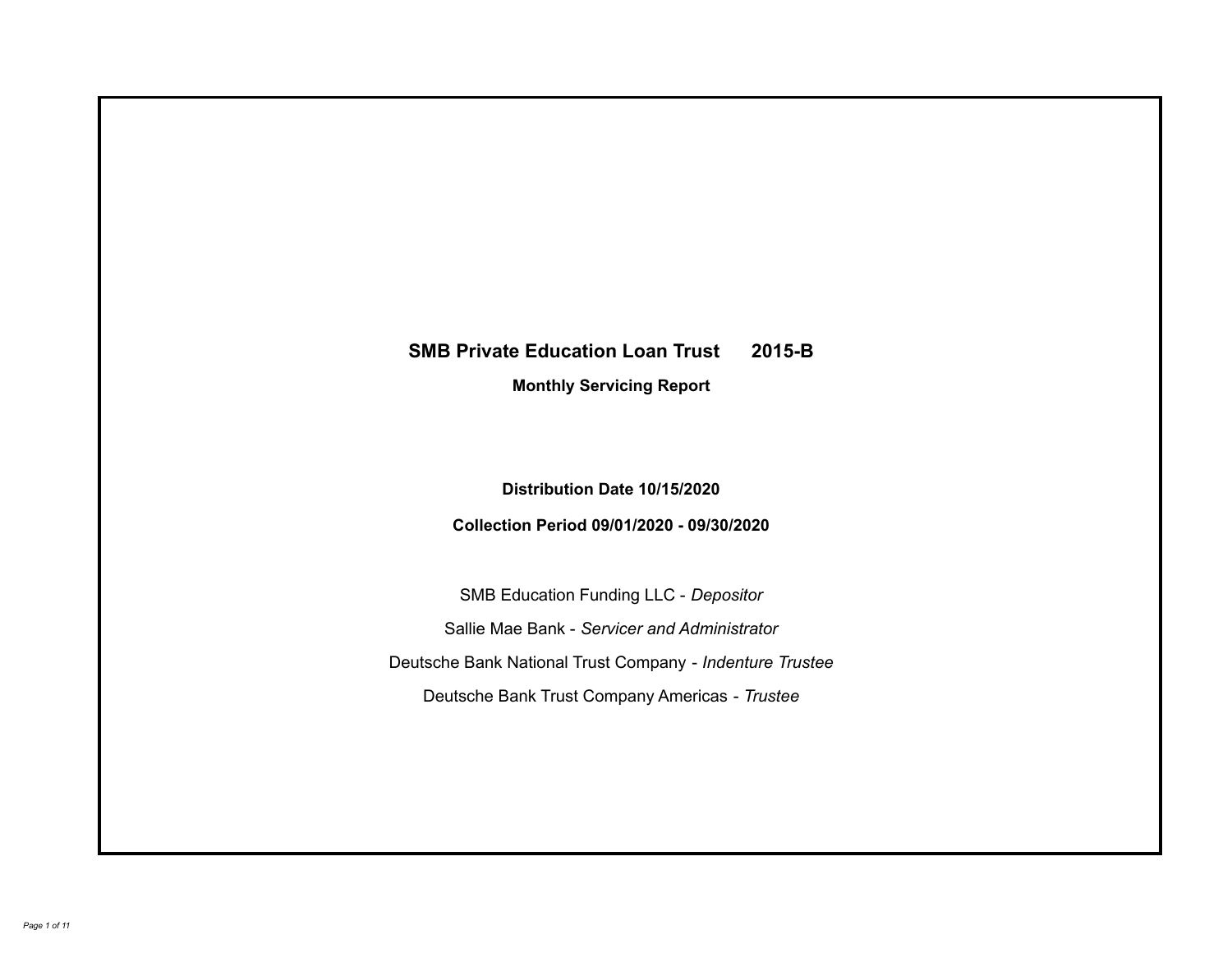# SMB Private Education Loan Trust 2015-B

## Monthly Servicing Report

**Distribution Date 10/15/2020**

**Collection Period 09/01/2020 - 09/30/2020**

SMB Education Funding LLC - *Depositor*

Sallie Mae Bank - *Servicer and Administrator*

Deutsche Bank National Trust Company - *Indenture Trustee*

Deutsche Bank Trust Company Americas - *Trustee*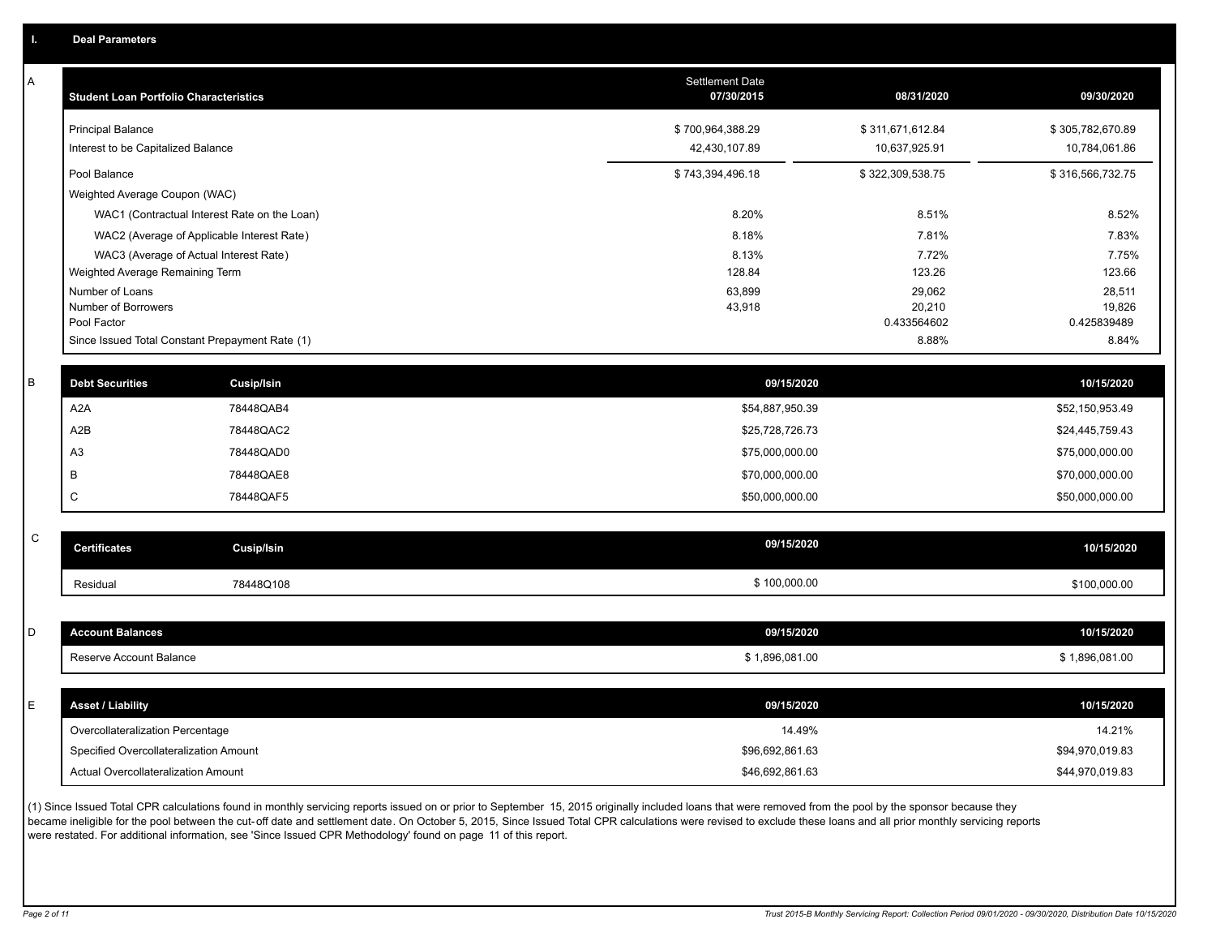## I. Deal Parameters

### A

| Student Loan Portfolio Characteristics | Settlement Date 07/30/2015 | 08/31/2020 | 09/30/2020 |
|---|---|---|---|
| Principal Balance | $ 700,964,388.29 | $ 311,671,612.84 | $ 305,782,670.89 |
| Interest to be Capitalized Balance | 42,430,107.89 | 10,637,925.91 | 10,784,061.86 |
| Pool Balance | $ 743,394,496.18 | $ 322,309,538.75 | $ 316,566,732.75 |
| Weighted Average Coupon (WAC) | | | |
| WAC1 (Contractual Interest Rate on the Loan) | 8.20% | 8.51% | 8.52% |
| WAC2 (Average of Applicable Interest Rate) | 8.18% | 7.81% | 7.83% |
| WAC3 (Average of Actual Interest Rate) | 8.13% | 7.72% | 7.75% |
| Weighted Average Remaining Term | 128.84 | 123.26 | 123.66 |
| Number of Loans | 63,899 | 29,062 | 28,511 |
| Number of Borrowers | 43,918 | 20,210 | 19,826 |
| Pool Factor | | 0.433564602 | 0.425839489 |
| Since Issued Total Constant Prepayment Rate (1) | | 8.88% | 8.84% |

### B

| Debt Securities | Cusip/Isin | 09/15/2020 | 10/15/2020 |
|---|---|---|---|
| A2A | 78448QAB4 | $54,887,950.39 | $52,150,953.49 |
| A2B | 78448QAC2 | $25,728,726.73 | $24,445,759.43 |
| A3 | 78448QAD0 | $75,000,000.00 | $75,000,000.00 |
| B | 78448QAE8 | $70,000,000.00 | $70,000,000.00 |
| C | 78448QAF5 | $50,000,000.00 | $50,000,000.00 |

### C

| Certificates | Cusip/Isin | 09/15/2020 | 10/15/2020 |
|---|---|---|---|
| Residual | 78448Q108 | $ 100,000.00 | $100,000.00 |

### D

| Account Balances | 09/15/2020 | 10/15/2020 |
|---|---|---|
| Reserve Account Balance | $ 1,896,081.00 | $ 1,896,081.00 |

### E

| Asset / Liability | 09/15/2020 | 10/15/2020 |
|---|---|---|
| Overcollateralization Percentage | 14.49% | 14.21% |
| Specified Overcollateralization Amount | $96,692,861.63 | $94,970,019.83 |
| Actual Overcollateralization Amount | $46,692,861.63 | $44,970,019.83 |

(1) Since Issued Total CPR calculations found in monthly servicing reports issued on or prior to September 15, 2015 originally included loans that were removed from the pool by the sponsor because they became ineligible for the pool between the cut-off date and settlement date. On October 5, 2015, Since Issued Total CPR calculations were revised to exclude these loans and all prior monthly servicing reports were restated. For additional information, see 'Since Issued CPR Methodology' found on page 11 of this report.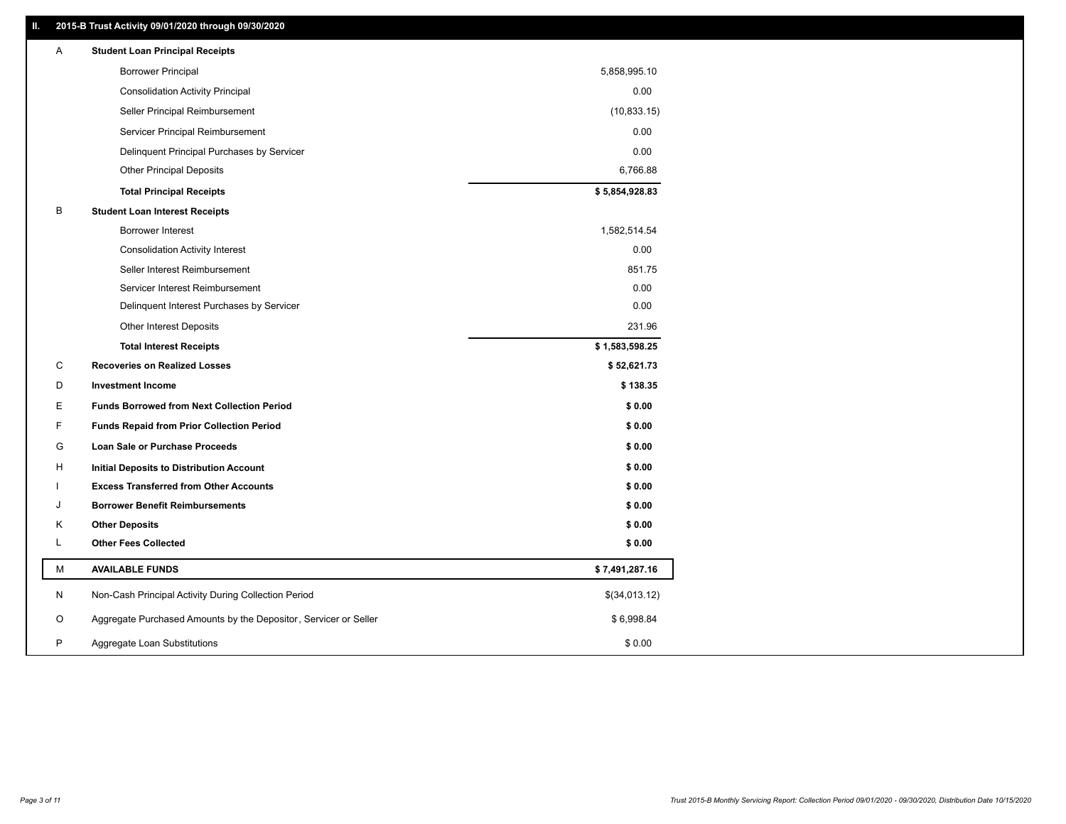## II. 2015-B Trust Activity 09/01/2020 through 09/30/2020

| | | |
|---|---|---|
| A | **Student Loan Principal Receipts** | |
| | Borrower Principal | 5,858,995.10 |
| | Consolidation Activity Principal | 0.00 |
| | Seller Principal Reimbursement | (10,833.15) |
| | Servicer Principal Reimbursement | 0.00 |
| | Delinquent Principal Purchases by Servicer | 0.00 |
| | Other Principal Deposits | 6,766.88 |
| | **Total Principal Receipts** | **$ 5,854,928.83** |
| B | **Student Loan Interest Receipts** | |
| | Borrower Interest | 1,582,514.54 |
| | Consolidation Activity Interest | 0.00 |
| | Seller Interest Reimbursement | 851.75 |
| | Servicer Interest Reimbursement | 0.00 |
| | Delinquent Interest Purchases by Servicer | 0.00 |
| | Other Interest Deposits | 231.96 |
| | **Total Interest Receipts** | **$ 1,583,598.25** |
| C | **Recoveries on Realized Losses** | **$ 52,621.73** |
| D | **Investment Income** | **$ 138.35** |
| E | **Funds Borrowed from Next Collection Period** | **$ 0.00** |
| F | **Funds Repaid from Prior Collection Period** | **$ 0.00** |
| G | **Loan Sale or Purchase Proceeds** | **$ 0.00** |
| H | **Initial Deposits to Distribution Account** | **$ 0.00** |
| I | **Excess Transferred from Other Accounts** | **$ 0.00** |
| J | **Borrower Benefit Reimbursements** | **$ 0.00** |
| K | **Other Deposits** | **$ 0.00** |
| L | **Other Fees Collected** | **$ 0.00** |
| M | **AVAILABLE FUNDS** | **$ 7,491,287.16** |
| N | Non-Cash Principal Activity During Collection Period | $(34,013.12) |
| O | Aggregate Purchased Amounts by the Depositor, Servicer or Seller | $ 6,998.84 |
| P | Aggregate Loan Substitutions | $ 0.00 |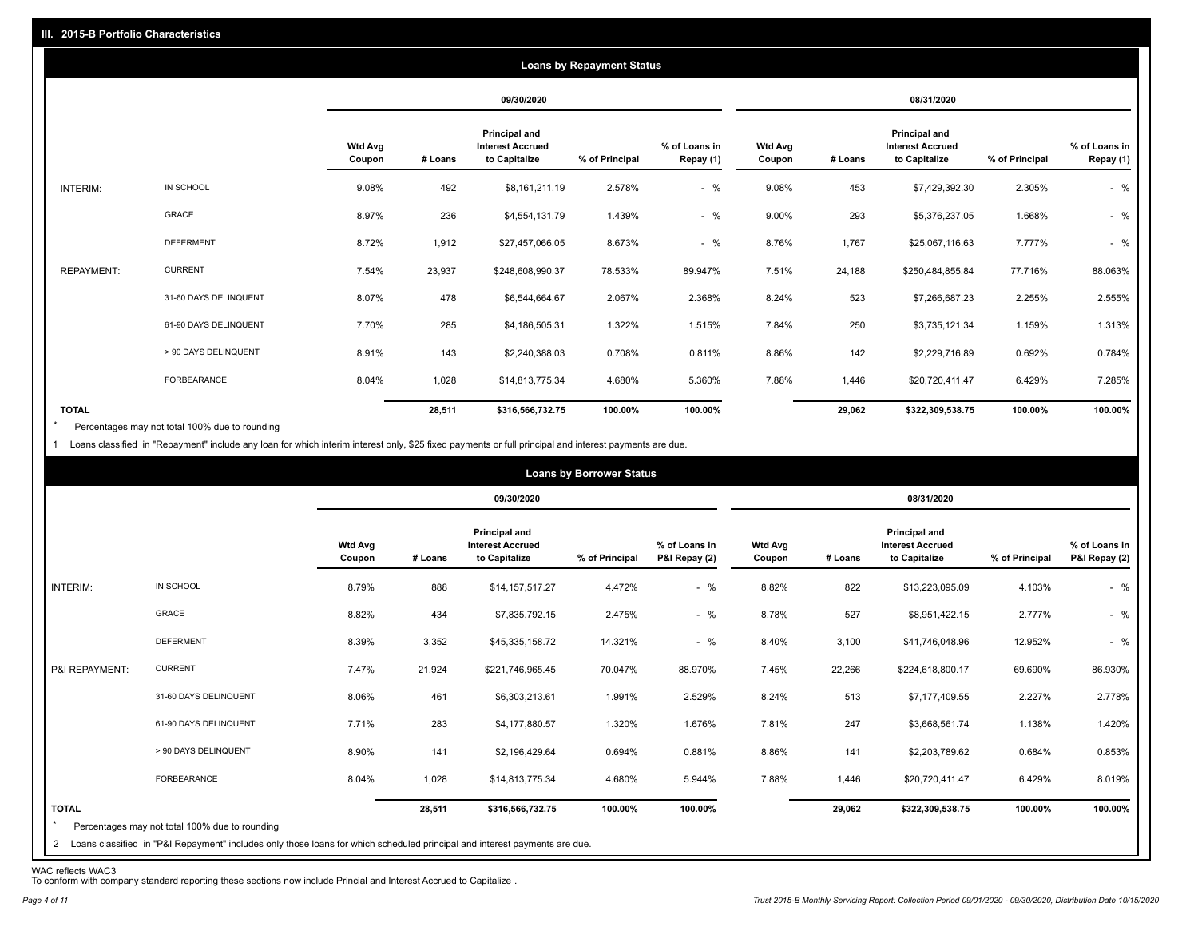## III. 2015-B Portfolio Characteristics

### Loans by Repayment Status

| | | 09/30/2020 | | | | | 08/31/2020 | | | | |
|---|---|---|---|---|---|---|---|---|---|---|---|
| | | Wtd Avg Coupon | # Loans | Principal and Interest Accrued to Capitalize | % of Principal | % of Loans in Repay (1) | Wtd Avg Coupon | # Loans | Principal and Interest Accrued to Capitalize | % of Principal | % of Loans in Repay (1) |
| INTERIM: | IN SCHOOL | 9.08% | 492 | $8,161,211.19 | 2.578% | - % | 9.08% | 453 | $7,429,392.30 | 2.305% | - % |
| | GRACE | 8.97% | 236 | $4,554,131.79 | 1.439% | - % | 9.00% | 293 | $5,376,237.05 | 1.668% | - % |
| | DEFERMENT | 8.72% | 1,912 | $27,457,066.05 | 8.673% | - % | 8.76% | 1,767 | $25,067,116.63 | 7.777% | - % |
| REPAYMENT: | CURRENT | 7.54% | 23,937 | $248,608,990.37 | 78.533% | 89.947% | 7.51% | 24,188 | $250,484,855.84 | 77.716% | 88.063% |
| | 31-60 DAYS DELINQUENT | 8.07% | 478 | $6,544,664.67 | 2.067% | 2.368% | 8.24% | 523 | $7,266,687.23 | 2.255% | 2.555% |
| | 61-90 DAYS DELINQUENT | 7.70% | 285 | $4,186,505.31 | 1.322% | 1.515% | 7.84% | 250 | $3,735,121.34 | 1.159% | 1.313% |
| | > 90 DAYS DELINQUENT | 8.91% | 143 | $2,240,388.03 | 0.708% | 0.811% | 8.86% | 142 | $2,229,716.89 | 0.692% | 0.784% |
| | FORBEARANCE | 8.04% | 1,028 | $14,813,775.34 | 4.680% | 5.360% | 7.88% | 1,446 | $20,720,411.47 | 6.429% | 7.285% |
| TOTAL | | | 28,511 | $316,566,732.75 | 100.00% | 100.00% | | 29,062 | $322,309,538.75 | 100.00% | 100.00% |

\* Percentages may not total 100% due to rounding

1 Loans classified in "Repayment" include any loan for which interim interest only, $25 fixed payments or full principal and interest payments are due.

### Loans by Borrower Status

| | | 09/30/2020 | | | | | 08/31/2020 | | | | |
|---|---|---|---|---|---|---|---|---|---|---|---|
| | | Wtd Avg Coupon | # Loans | Principal and Interest Accrued to Capitalize | % of Principal | % of Loans in P&I Repay (2) | Wtd Avg Coupon | # Loans | Principal and Interest Accrued to Capitalize | % of Principal | % of Loans in P&I Repay (2) |
| INTERIM: | IN SCHOOL | 8.79% | 888 | $14,157,517.27 | 4.472% | - % | 8.82% | 822 | $13,223,095.09 | 4.103% | - % |
| | GRACE | 8.82% | 434 | $7,835,792.15 | 2.475% | - % | 8.78% | 527 | $8,951,422.15 | 2.777% | - % |
| | DEFERMENT | 8.39% | 3,352 | $45,335,158.72 | 14.321% | - % | 8.40% | 3,100 | $41,746,048.96 | 12.952% | - % |
| P&I REPAYMENT: | CURRENT | 7.47% | 21,924 | $221,746,965.45 | 70.047% | 88.970% | 7.45% | 22,266 | $224,618,800.17 | 69.690% | 86.930% |
| | 31-60 DAYS DELINQUENT | 8.06% | 461 | $6,303,213.61 | 1.991% | 2.529% | 8.24% | 513 | $7,177,409.55 | 2.227% | 2.778% |
| | 61-90 DAYS DELINQUENT | 7.71% | 283 | $4,177,880.57 | 1.320% | 1.676% | 7.81% | 247 | $3,668,561.74 | 1.138% | 1.420% |
| | > 90 DAYS DELINQUENT | 8.90% | 141 | $2,196,429.64 | 0.694% | 0.881% | 8.86% | 141 | $2,203,789.62 | 0.684% | 0.853% |
| | FORBEARANCE | 8.04% | 1,028 | $14,813,775.34 | 4.680% | 5.944% | 7.88% | 1,446 | $20,720,411.47 | 6.429% | 8.019% |
| TOTAL | | | 28,511 | $316,566,732.75 | 100.00% | 100.00% | | 29,062 | $322,309,538.75 | 100.00% | 100.00% |

\* Percentages may not total 100% due to rounding

2 Loans classified in "P&I Repayment" includes only those loans for which scheduled principal and interest payments are due.

WAC reflects WAC3

To conform with company standard reporting these sections now include Princial and Interest Accrued to Capitalize .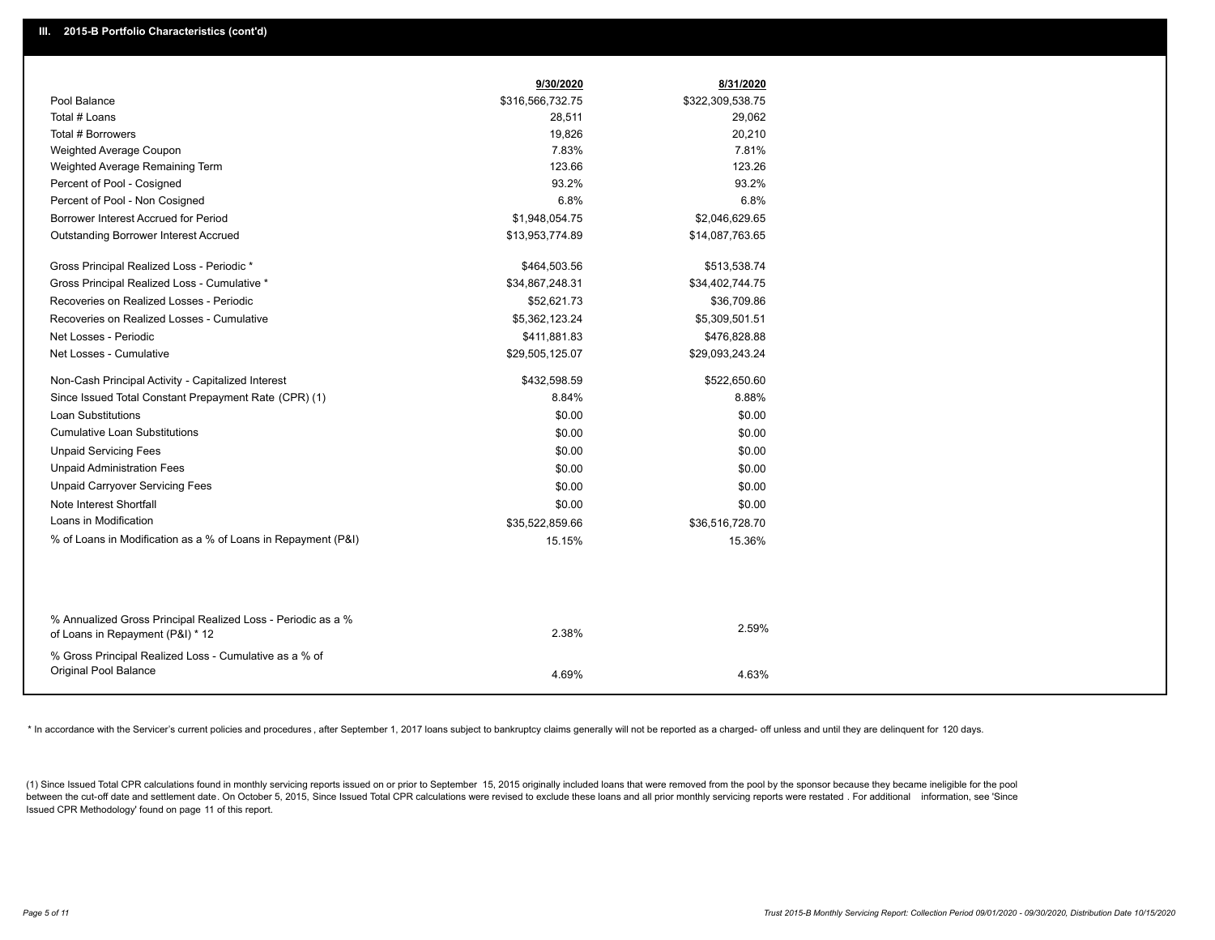## III. 2015-B Portfolio Characteristics (cont'd)

| | 9/30/2020 | 8/31/2020 |
|---|---|---|
| Pool Balance | $316,566,732.75 | $322,309,538.75 |
| Total # Loans | 28,511 | 29,062 |
| Total # Borrowers | 19,826 | 20,210 |
| Weighted Average Coupon | 7.83% | 7.81% |
| Weighted Average Remaining Term | 123.66 | 123.26 |
| Percent of Pool - Cosigned | 93.2% | 93.2% |
| Percent of Pool - Non Cosigned | 6.8% | 6.8% |
| Borrower Interest Accrued for Period | $1,948,054.75 | $2,046,629.65 |
| Outstanding Borrower Interest Accrued | $13,953,774.89 | $14,087,763.65 |
| Gross Principal Realized Loss - Periodic * | $464,503.56 | $513,538.74 |
| Gross Principal Realized Loss - Cumulative * | $34,867,248.31 | $34,402,744.75 |
| Recoveries on Realized Losses - Periodic | $52,621.73 | $36,709.86 |
| Recoveries on Realized Losses - Cumulative | $5,362,123.24 | $5,309,501.51 |
| Net Losses - Periodic | $411,881.83 | $476,828.88 |
| Net Losses - Cumulative | $29,505,125.07 | $29,093,243.24 |
| Non-Cash Principal Activity - Capitalized Interest | $432,598.59 | $522,650.60 |
| Since Issued Total Constant Prepayment Rate (CPR) (1) | 8.84% | 8.88% |
| Loan Substitutions | $0.00 | $0.00 |
| Cumulative Loan Substitutions | $0.00 | $0.00 |
| Unpaid Servicing Fees | $0.00 | $0.00 |
| Unpaid Administration Fees | $0.00 | $0.00 |
| Unpaid Carryover Servicing Fees | $0.00 | $0.00 |
| Note Interest Shortfall | $0.00 | $0.00 |
| Loans in Modification | $35,522,859.66 | $36,516,728.70 |
| % of Loans in Modification as a % of Loans in Repayment (P&I) | 15.15% | 15.36% |
| % Annualized Gross Principal Realized Loss - Periodic as a % of Loans in Repayment (P&I) * 12 | 2.38% | 2.59% |
| % Gross Principal Realized Loss - Cumulative as a % of Original Pool Balance | 4.69% | 4.63% |

* In accordance with the Servicer's current policies and procedures, after September 1, 2017 loans subject to bankruptcy claims generally will not be reported as a charged- off unless and until they are delinquent for 120 days.

(1) Since Issued Total CPR calculations found in monthly servicing reports issued on or prior to September 15, 2015 originally included loans that were removed from the pool by the sponsor because they became ineligible for the pool between the cut-off date and settlement date. On October 5, 2015, Since Issued Total CPR calculations were revised to exclude these loans and all prior monthly servicing reports were restated . For additional information, see 'Since Issued CPR Methodology' found on page 11 of this report.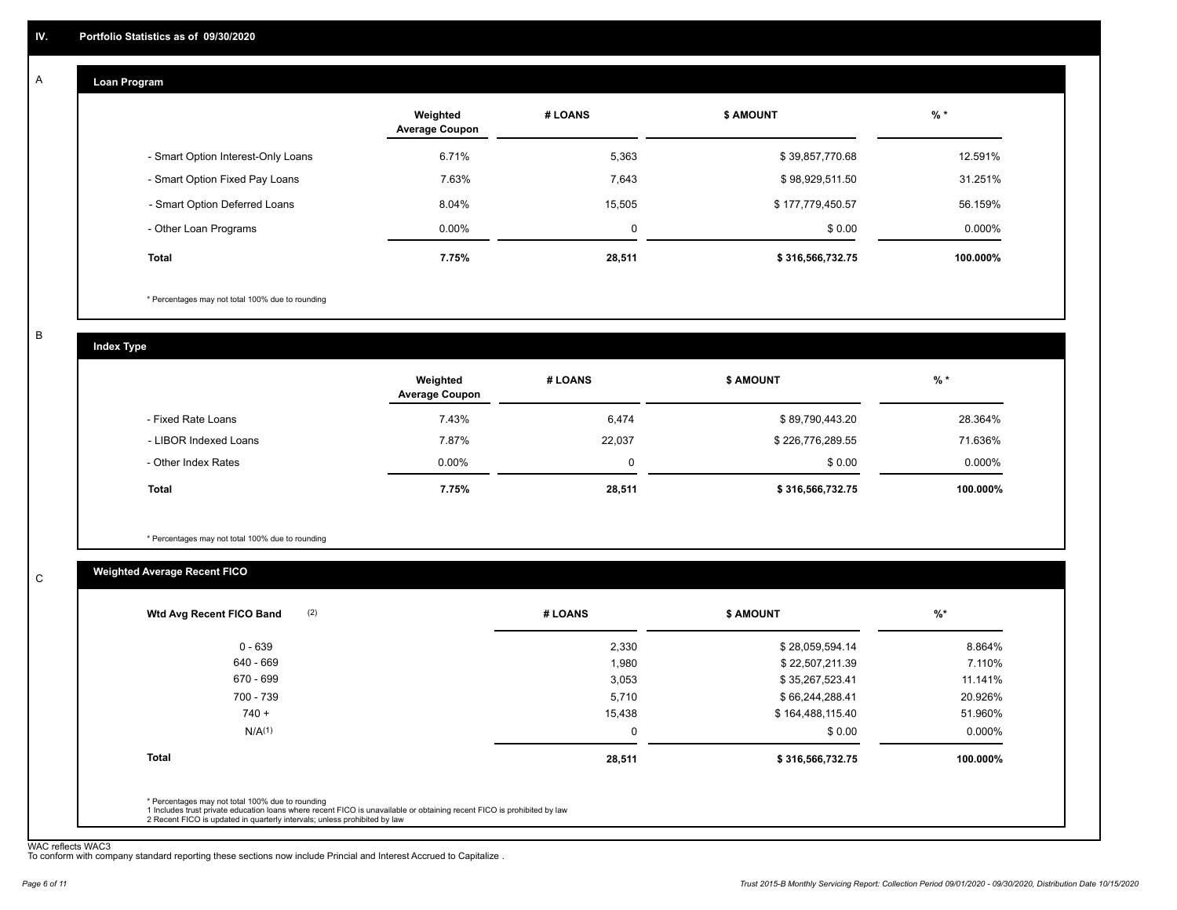## IV. Portfolio Statistics as of 09/30/2020

### A. Loan Program

| | Weighted Average Coupon | # LOANS | $ AMOUNT | % * |
|---|---|---|---|---|
| - Smart Option Interest-Only Loans | 6.71% | 5,363 | $ 39,857,770.68 | 12.591% |
| - Smart Option Fixed Pay Loans | 7.63% | 7,643 | $ 98,929,511.50 | 31.251% |
| - Smart Option Deferred Loans | 8.04% | 15,505 | $ 177,779,450.57 | 56.159% |
| - Other Loan Programs | 0.00% | 0 | $ 0.00 | 0.000% |
| **Total** | **7.75%** | **28,511** | **$ 316,566,732.75** | **100.000%** |

* Percentages may not total 100% due to rounding

### B. Index Type

| | Weighted Average Coupon | # LOANS | $ AMOUNT | % * |
|---|---|---|---|---|
| - Fixed Rate Loans | 7.43% | 6,474 | $ 89,790,443.20 | 28.364% |
| - LIBOR Indexed Loans | 7.87% | 22,037 | $ 226,776,289.55 | 71.636% |
| - Other Index Rates | 0.00% | 0 | $ 0.00 | 0.000% |
| **Total** | **7.75%** | **28,511** | **$ 316,566,732.75** | **100.000%** |

* Percentages may not total 100% due to rounding

### C. Weighted Average Recent FICO

| Wtd Avg Recent FICO Band (2) | # LOANS | $ AMOUNT | %* |
|---|---|---|---|
| 0 - 639 | 2,330 | $ 28,059,594.14 | 8.864% |
| 640 - 669 | 1,980 | $ 22,507,211.39 | 7.110% |
| 670 - 699 | 3,053 | $ 35,267,523.41 | 11.141% |
| 700 - 739 | 5,710 | $ 66,244,288.41 | 20.926% |
| 740 + | 15,438 | $ 164,488,115.40 | 51.960% |
| N/A(1) | 0 | $ 0.00 | 0.000% |
| **Total** | **28,511** | **$ 316,566,732.75** | **100.000%** |

* Percentages may not total 100% due to rounding
1 Includes trust private education loans where recent FICO is unavailable or obtaining recent FICO is prohibited by law
2 Recent FICO is updated in quarterly intervals; unless prohibited by law

WAC reflects WAC3
To conform with company standard reporting these sections now include Princial and Interest Accrued to Capitalize .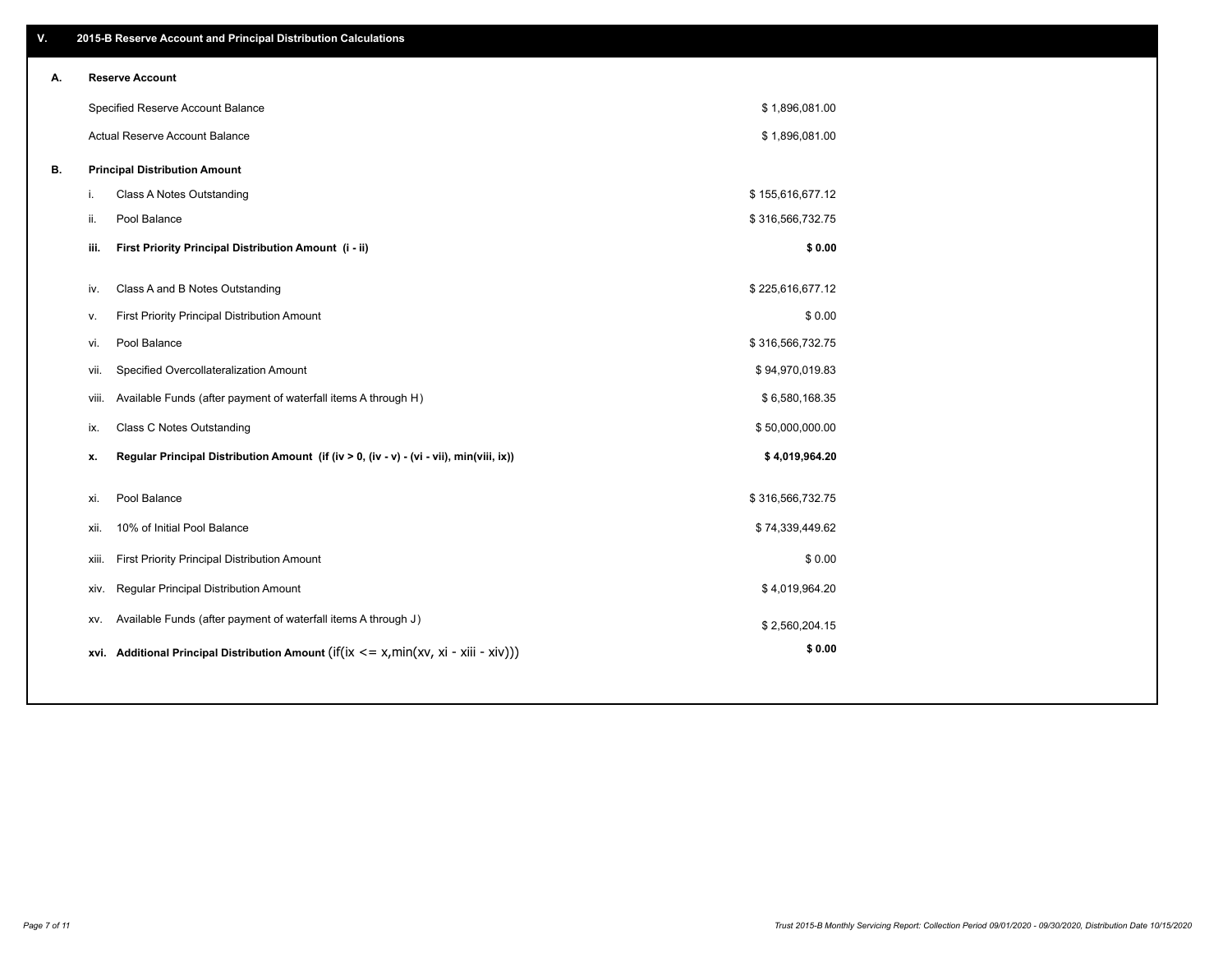## V. 2015-B Reserve Account and Principal Distribution Calculations

### A. Reserve Account

| | |
|---|---|
| Specified Reserve Account Balance | $ 1,896,081.00 |
| Actual Reserve Account Balance | $ 1,896,081.00 |

### B. Principal Distribution Amount

| | | |
|---|---|---|
| i. | Class A Notes Outstanding | $ 155,616,677.12 |
| ii. | Pool Balance | $ 316,566,732.75 |
| **iii.** | **First Priority Principal Distribution Amount (i - ii)** | **$ 0.00** |
| iv. | Class A and B Notes Outstanding | $ 225,616,677.12 |
| v. | First Priority Principal Distribution Amount | $ 0.00 |
| vi. | Pool Balance | $ 316,566,732.75 |
| vii. | Specified Overcollateralization Amount | $ 94,970,019.83 |
| viii. | Available Funds (after payment of waterfall items A through H) | $ 6,580,168.35 |
| ix. | Class C Notes Outstanding | $ 50,000,000.00 |
| **x.** | **Regular Principal Distribution Amount (if (iv > 0, (iv - v) - (vi - vii), min(viii, ix))** | **$ 4,019,964.20** |
| xi. | Pool Balance | $ 316,566,732.75 |
| xii. | 10% of Initial Pool Balance | $ 74,339,449.62 |
| xiii. | First Priority Principal Distribution Amount | $ 0.00 |
| xiv. | Regular Principal Distribution Amount | $ 4,019,964.20 |
| xv. | Available Funds (after payment of waterfall items A through J) | $ 2,560,204.15 |
| **xvi.** | **Additional Principal Distribution Amount** (if(ix <= x,min(xv, xi - xiii - xiv))) | **$ 0.00** |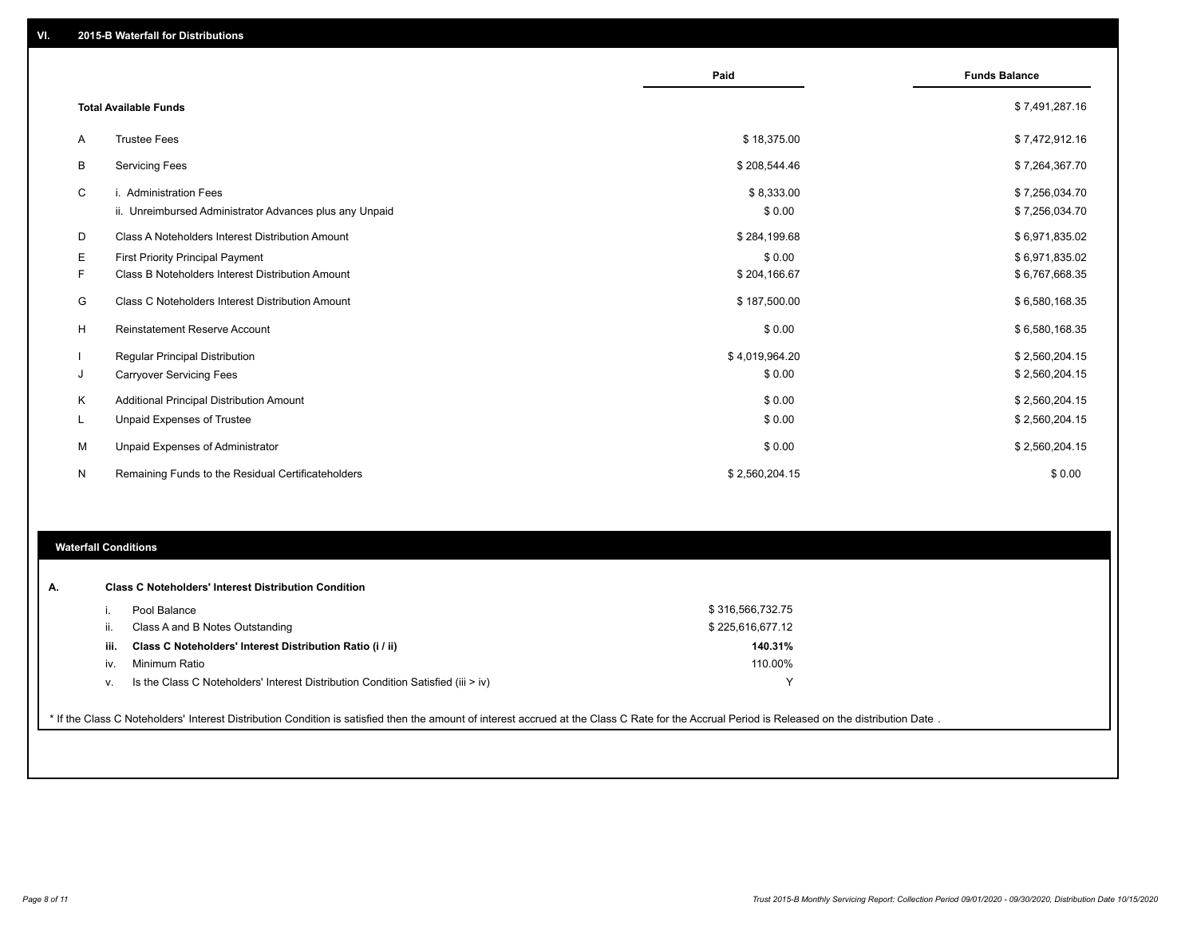## VI. 2015-B Waterfall for Distributions

| | | Paid | Funds Balance |
|---|---|---|---|
| | **Total Available Funds** | | $ 7,491,287.16 |
| A | Trustee Fees | $ 18,375.00 | $ 7,472,912.16 |
| B | Servicing Fees | $ 208,544.46 | $ 7,264,367.70 |
| C | i. Administration Fees | $ 8,333.00 | $ 7,256,034.70 |
| | ii. Unreimbursed Administrator Advances plus any Unpaid | $ 0.00 | $ 7,256,034.70 |
| D | Class A Noteholders Interest Distribution Amount | $ 284,199.68 | $ 6,971,835.02 |
| E | First Priority Principal Payment | $ 0.00 | $ 6,971,835.02 |
| F | Class B Noteholders Interest Distribution Amount | $ 204,166.67 | $ 6,767,668.35 |
| G | Class C Noteholders Interest Distribution Amount | $ 187,500.00 | $ 6,580,168.35 |
| H | Reinstatement Reserve Account | $ 0.00 | $ 6,580,168.35 |
| I | Regular Principal Distribution | $ 4,019,964.20 | $ 2,560,204.15 |
| J | Carryover Servicing Fees | $ 0.00 | $ 2,560,204.15 |
| K | Additional Principal Distribution Amount | $ 0.00 | $ 2,560,204.15 |
| L | Unpaid Expenses of Trustee | $ 0.00 | $ 2,560,204.15 |
| M | Unpaid Expenses of Administrator | $ 0.00 | $ 2,560,204.15 |
| N | Remaining Funds to the Residual Certificateholders | $ 2,560,204.15 | $ 0.00 |

## Waterfall Conditions

**A. Class C Noteholders' Interest Distribution Condition**

| | | |
|---|---|---|
| i. | Pool Balance | $ 316,566,732.75 |
| ii. | Class A and B Notes Outstanding | $ 225,616,677.12 |
| **iii.** | **Class C Noteholders' Interest Distribution Ratio (i / ii)** | **140.31%** |
| iv. | Minimum Ratio | 110.00% |
| v. | Is the Class C Noteholders' Interest Distribution Condition Satisfied (iii > iv) | Y |

\* If the Class C Noteholders' Interest Distribution Condition is satisfied then the amount of interest accrued at the Class C Rate for the Accrual Period is Released on the distribution Date .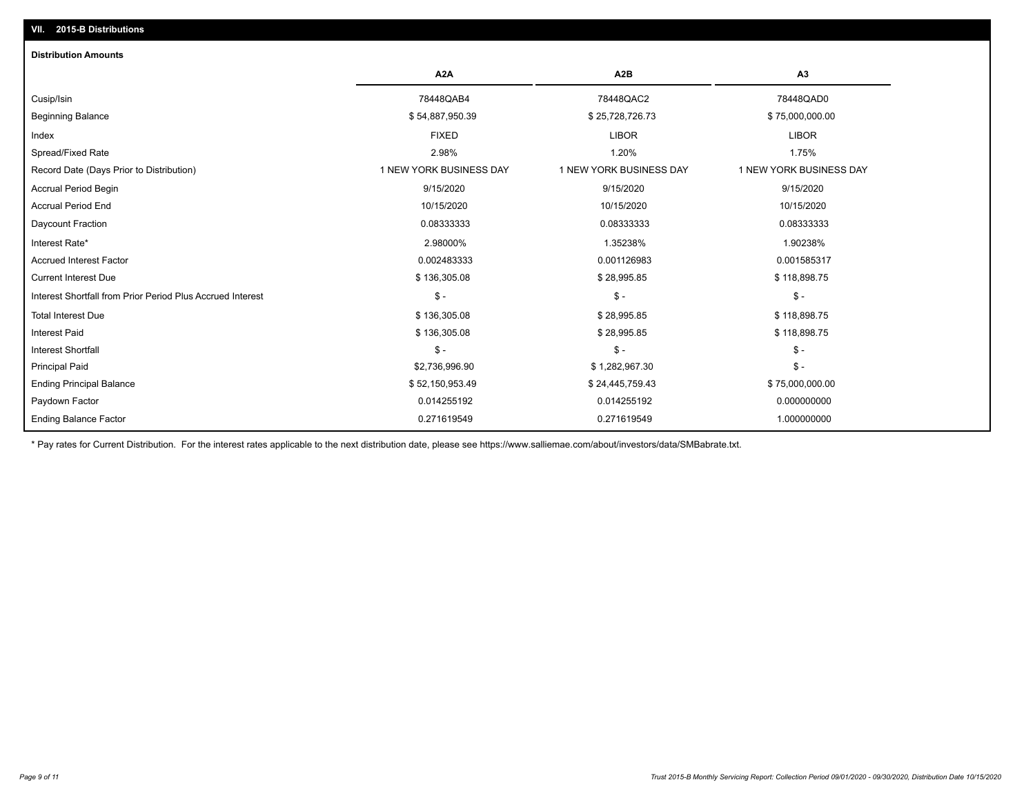## VII. 2015-B Distributions

### Distribution Amounts

| | A2A | A2B | A3 |
|---|---|---|---|
| Cusip/Isin | 78448QAB4 | 78448QAC2 | 78448QAD0 |
| Beginning Balance | $ 54,887,950.39 | $ 25,728,726.73 | $ 75,000,000.00 |
| Index | FIXED | LIBOR | LIBOR |
| Spread/Fixed Rate | 2.98% | 1.20% | 1.75% |
| Record Date (Days Prior to Distribution) | 1 NEW YORK BUSINESS DAY | 1 NEW YORK BUSINESS DAY | 1 NEW YORK BUSINESS DAY |
| Accrual Period Begin | 9/15/2020 | 9/15/2020 | 9/15/2020 |
| Accrual Period End | 10/15/2020 | 10/15/2020 | 10/15/2020 |
| Daycount Fraction | 0.08333333 | 0.08333333 | 0.08333333 |
| Interest Rate* | 2.98000% | 1.35238% | 1.90238% |
| Accrued Interest Factor | 0.002483333 | 0.001126983 | 0.001585317 |
| Current Interest Due | $ 136,305.08 | $ 28,995.85 | $ 118,898.75 |
| Interest Shortfall from Prior Period Plus Accrued Interest | $ - | $ - | $ - |
| Total Interest Due | $ 136,305.08 | $ 28,995.85 | $ 118,898.75 |
| Interest Paid | $ 136,305.08 | $ 28,995.85 | $ 118,898.75 |
| Interest Shortfall | $ - | $ - | $ - |
| Principal Paid | $2,736,996.90 | $ 1,282,967.30 | $ - |
| Ending Principal Balance | $ 52,150,953.49 | $ 24,445,759.43 | $ 75,000,000.00 |
| Paydown Factor | 0.014255192 | 0.014255192 | 0.000000000 |
| Ending Balance Factor | 0.271619549 | 0.271619549 | 1.000000000 |

* Pay rates for Current Distribution. For the interest rates applicable to the next distribution date, please see https://www.salliemae.com/about/investors/data/SMBabrate.txt.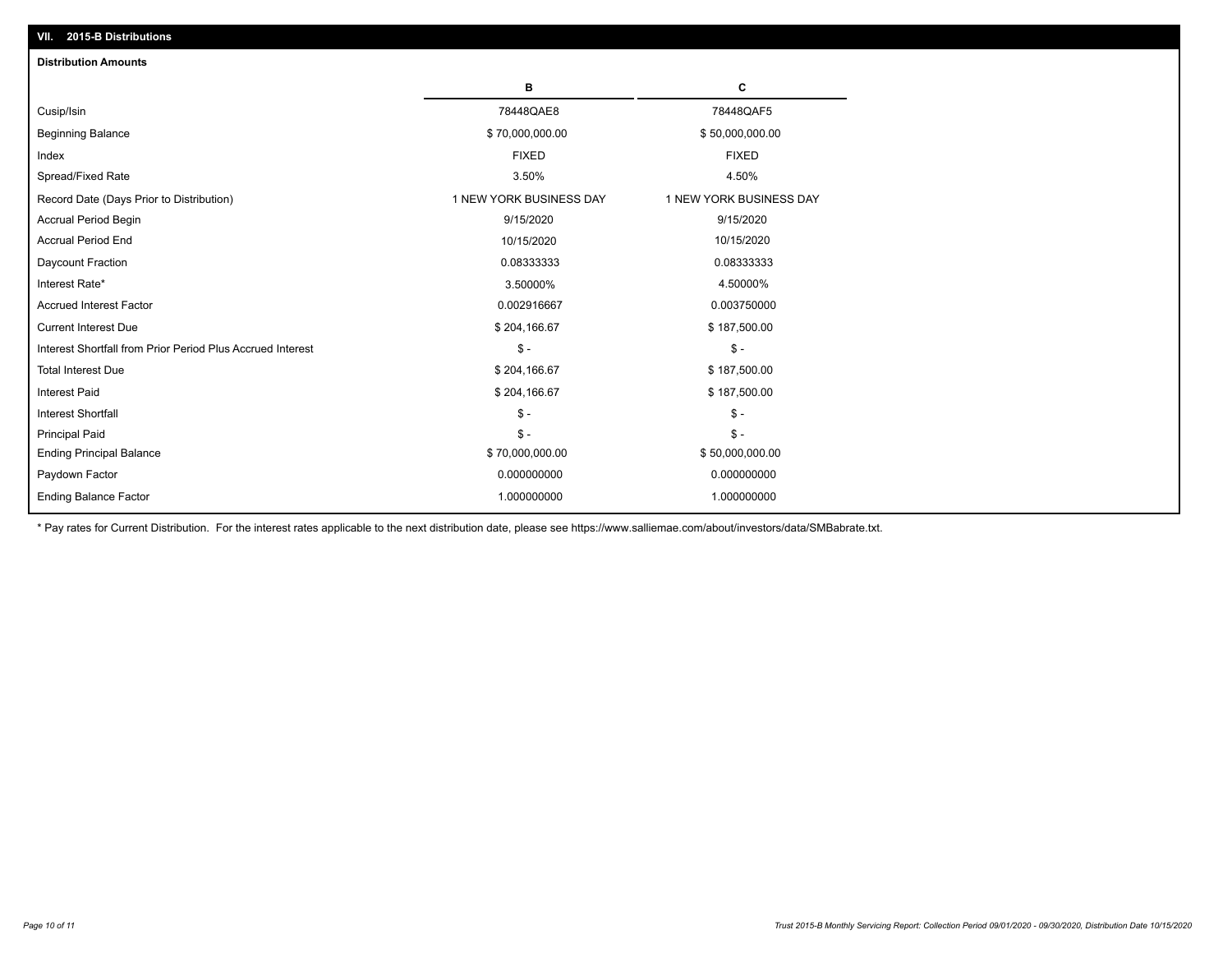## VII. 2015-B Distributions

### Distribution Amounts

| | B | C |
|---|---|---|
| Cusip/Isin | 78448QAE8 | 78448QAF5 |
| Beginning Balance | $ 70,000,000.00 | $ 50,000,000.00 |
| Index | FIXED | FIXED |
| Spread/Fixed Rate | 3.50% | 4.50% |
| Record Date (Days Prior to Distribution) | 1 NEW YORK BUSINESS DAY | 1 NEW YORK BUSINESS DAY |
| Accrual Period Begin | 9/15/2020 | 9/15/2020 |
| Accrual Period End | 10/15/2020 | 10/15/2020 |
| Daycount Fraction | 0.08333333 | 0.08333333 |
| Interest Rate* | 3.50000% | 4.50000% |
| Accrued Interest Factor | 0.002916667 | 0.003750000 |
| Current Interest Due | $ 204,166.67 | $ 187,500.00 |
| Interest Shortfall from Prior Period Plus Accrued Interest | $ - | $ - |
| Total Interest Due | $ 204,166.67 | $ 187,500.00 |
| Interest Paid | $ 204,166.67 | $ 187,500.00 |
| Interest Shortfall | $ - | $ - |
| Principal Paid | $ - | $ - |
| Ending Principal Balance | $ 70,000,000.00 | $ 50,000,000.00 |
| Paydown Factor | 0.000000000 | 0.000000000 |
| Ending Balance Factor | 1.000000000 | 1.000000000 |

* Pay rates for Current Distribution. For the interest rates applicable to the next distribution date, please see https://www.salliemae.com/about/investors/data/SMBabrate.txt.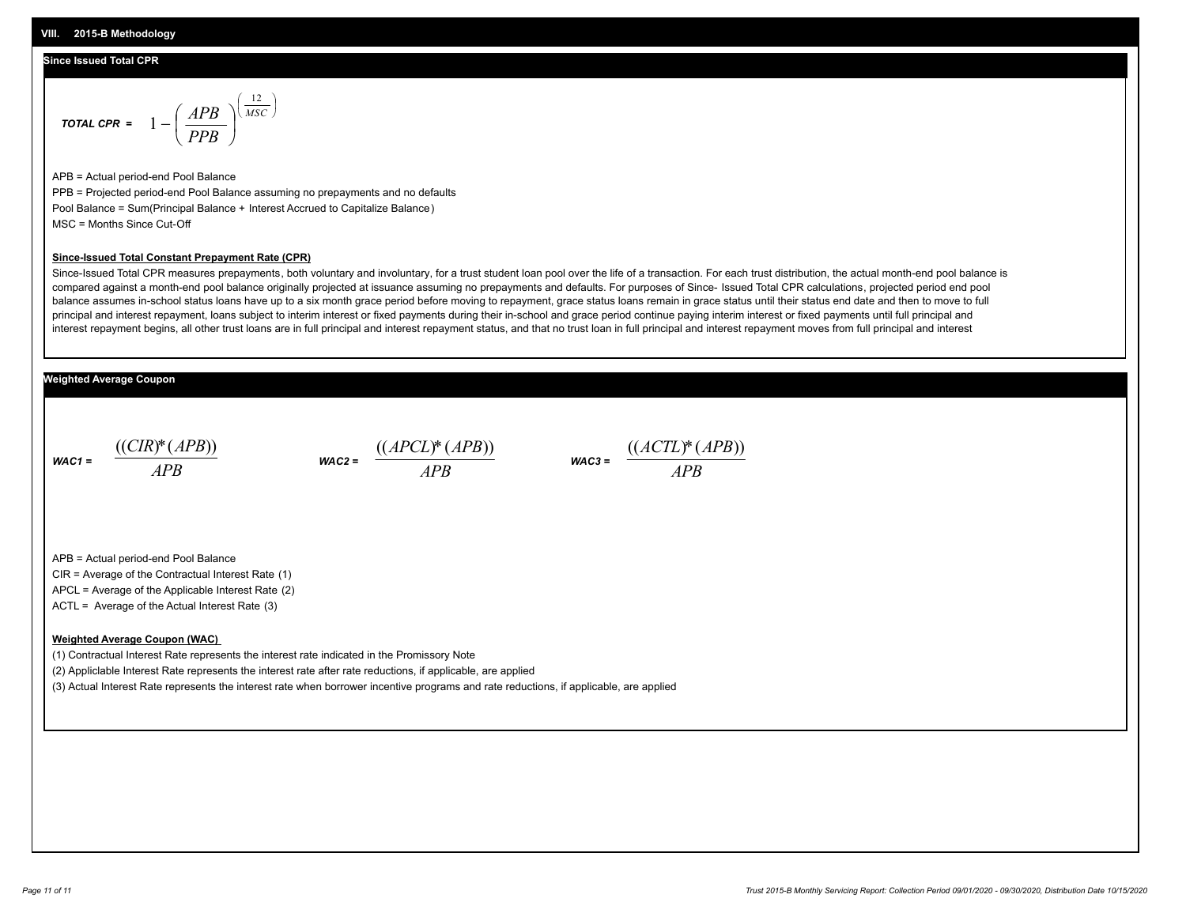## VIII. 2015-B Methodology

### Since Issued Total CPR

**TOTAL CPR =** $$1 - \left( \frac{APB}{PPB} \right)^{\left( \frac{12}{MSC} \right)}$$

APB = Actual period-end Pool Balance

PPB = Projected period-end Pool Balance assuming no prepayments and no defaults

Pool Balance = Sum(Principal Balance + Interest Accrued to Capitalize Balance)

MSC = Months Since Cut-Off

**Since-Issued Total Constant Prepayment Rate (CPR)**

Since-Issued Total CPR measures prepayments, both voluntary and involuntary, for a trust student loan pool over the life of a transaction. For each trust distribution, the actual month-end pool balance is compared against a month-end pool balance originally projected at issuance assuming no prepayments and defaults. For purposes of Since- Issued Total CPR calculations, projected period end pool balance assumes in-school status loans have up to a six month grace period before moving to repayment, grace status loans remain in grace status until their status end date and then to move to full principal and interest repayment, loans subject to interim interest or fixed payments during their in-school and grace period continue paying interim interest or fixed payments until full principal and interest repayment begins, all other trust loans are in full principal and interest repayment status, and that no trust loan in full principal and interest repayment moves from full principal and interest

### Weighted Average Coupon

**WAC1 =** $$\frac{((CIR)*(APB))}{APB}$$

**WAC2 =** $$\frac{((APCL)*(APB))}{APB}$$

**WAC3 =** $$\frac{((ACTL)*(APB))}{APB}$$

APB = Actual period-end Pool Balance

CIR = Average of the Contractual Interest Rate (1)

APCL = Average of the Applicable Interest Rate (2)

ACTL = Average of the Actual Interest Rate (3)

**Weighted Average Coupon (WAC)**

(1) Contractual Interest Rate represents the interest rate indicated in the Promissory Note

(2) Appliclable Interest Rate represents the interest rate after rate reductions, if applicable, are applied

(3) Actual Interest Rate represents the interest rate when borrower incentive programs and rate reductions, if applicable, are applied